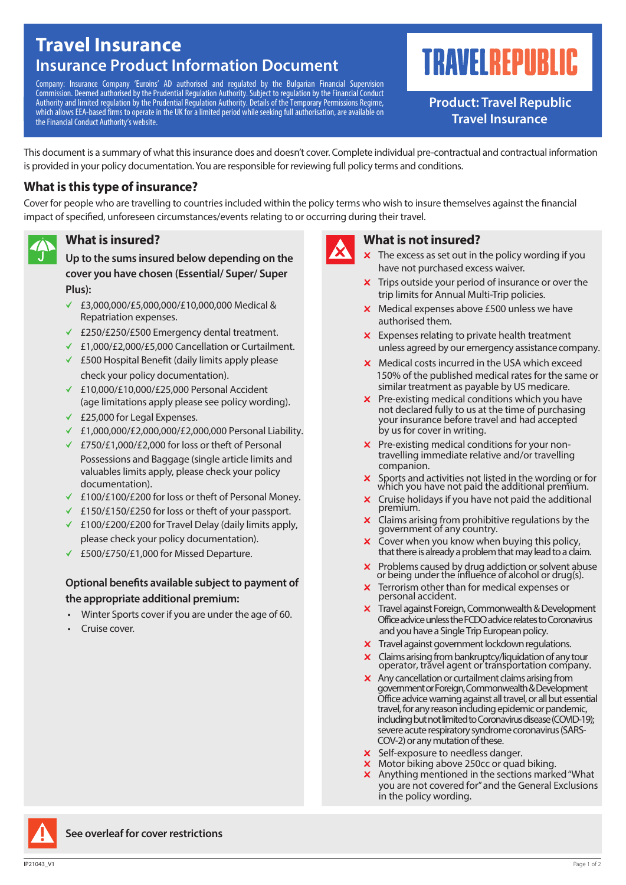# Travel Insurance

## Insurance Product Information Document

Company: Insurance Company 'Euroins' AD authorised and regulated by the Bulgarian Financial Supervision Commission. Deemed authorised by the Prudential Regulation Authority. Subject to regulation by the Financial Conduct Authority and limited regulation by the Prudential Regulation Authority. Details of the Temporary Permissions Regime, which allows EEA-based firms to operate in the UK for a limited period while seeking full authorisation, are available on the Financial Conduct Authority's website.

TRAVELREPUBLIC

**Product: Travel Republic Travel Insurance**

This document is a summary of what this insurance does and doesn't cover. Complete individual pre-contractual and contractual information is provided in your policy documentation. You are responsible for reviewing full policy terms and conditions.

## What is this type of insurance?

Cover for people who are travelling to countries included within the policy terms who wish to insure themselves against the financial impact of specified, unforeseen circumstances/events relating to or occurring during their travel.

### What is insured?

**Up to the sums insured below depending on the cover you have chosen (Essential/ Super/ Super Plus):**

- ✓ £3,000,000/£5,000,000/£10,000,000 Medical & Repatriation expenses.
- ✓ £250/£250/£500 Emergency dental treatment.
- ✓ £1,000/£2,000/£5,000 Cancellation or Curtailment.
- ✓ £500 Hospital Benefit (daily limits apply please check your policy documentation).
- ✓ £10,000/£10,000/£25,000 Personal Accident (age limitations apply please see policy wording).
- ✓ £25,000 for Legal Expenses.
- ✓ £1,000,000/£2,000,000/£2,000,000 Personal Liability.
- ✓ £750/£1,000/£2,000 for loss or theft of Personal Possessions and Baggage (single article limits and valuables limits apply, please check your policy documentation).
- ✓ £100/£100/£200 for loss or theft of Personal Money.
- ✓ £150/£150/£250 for loss or theft of your passport.
- ✓ £100/£200/£200 for Travel Delay (daily limits apply, please check your policy documentation).
- ✓ £500/£750/£1,000 for Missed Departure.

**Optional benefits available subject to payment of the appropriate additional premium:**

- Winter Sports cover if you are under the age of 60.
- Cruise cover.

### What is not insured?

- ✗ The excess as set out in the policy wording if you have not purchased excess waiver.
- ✗ Trips outside your period of insurance or over the trip limits for Annual Multi-Trip policies.
- ✗ Medical expenses above £500 unless we have authorised them.
- ✗ Expenses relating to private health treatment unless agreed by our emergency assistance company.
- ✗ Medical costs incurred in the USA which exceed 150% of the published medical rates for the same or similar treatment as payable by US medicare.
- ✗ Pre-existing medical conditions which you have not declared fully to us at the time of purchasing your insurance before travel and had accepted by us for cover in writing.
- ✗ Pre-existing medical conditions for your non-travelling immediate relative and/or travelling companion.
- ✗ Sports and activities not listed in the wording or for which you have not paid the additional premium.
- ✗ Cruise holidays if you have not paid the additional premium.
- ✗ Claims arising from prohibitive regulations by the government of any country.
- ✗ Cover when you know when buying this policy, that there is already a problem that may lead to a claim.
- ✗ Problems caused by drug addiction or solvent abuse or being under the influence of alcohol or drug(s).
- ✗ Terrorism other than for medical expenses or personal accident.
- ✗ Travel against Foreign, Commonwealth & Development Office advice unless the FCDO advice relates to Coronavirus and you have a Single Trip European policy.
- ✗ Travel against government lockdown regulations.
- ✗ Claims arising from bankruptcy/liquidation of any tour operator, travel agent or transportation company.
- ✗ Any cancellation or curtailment claims arising from government or Foreign, Commonwealth & Development Office advice warning against all travel, or all but essential travel, for any reason including epidemic or pandemic, including but not limited to Coronavirus disease (COVID-19); severe acute respiratory syndrome coronavirus (SARS-COV-2) or any mutation of these.
- ✗ Self-exposure to needless danger.
- ✗ Motor biking above 250cc or quad biking.
- ✗ Anything mentioned in the sections marked "What you are not covered for" and the General Exclusions in the policy wording.

**See overleaf for cover restrictions**

IP21043_V1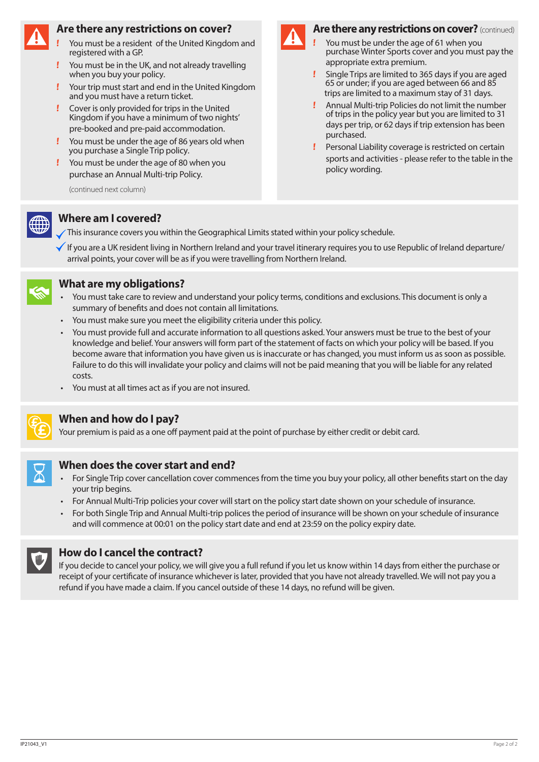## Are there any restrictions on cover?

- ! You must be a resident of the United Kingdom and registered with a GP.
- ! You must be in the UK, and not already travelling when you buy your policy.
- ! Your trip must start and end in the United Kingdom and you must have a return ticket.
- ! Cover is only provided for trips in the United Kingdom if you have a minimum of two nights' pre-booked and pre-paid accommodation.
- ! You must be under the age of 86 years old when you purchase a Single Trip policy.
- ! You must be under the age of 80 when you purchase an Annual Multi-trip Policy.

(continued next column)

## Are there any restrictions on cover? (continued)

- ! You must be under the age of 61 when you purchase Winter Sports cover and you must pay the appropriate extra premium.
- ! Single Trips are limited to 365 days if you are aged 65 or under; if you are aged between 66 and 85 trips are limited to a maximum stay of 31 days.
- ! Annual Multi-trip Policies do not limit the number of trips in the policy year but you are limited to 31 days per trip, or 62 days if trip extension has been purchased.
- ! Personal Liability coverage is restricted on certain sports and activities - please refer to the table in the policy wording.

## Where am I covered?

- ✓ This insurance covers you within the Geographical Limits stated within your policy schedule.
- ✓ If you are a UK resident living in Northern Ireland and your travel itinerary requires you to use Republic of Ireland departure/arrival points, your cover will be as if you were travelling from Northern Ireland.

## What are my obligations?

- You must take care to review and understand your policy terms, conditions and exclusions. This document is only a summary of benefits and does not contain all limitations.
- You must make sure you meet the eligibility criteria under this policy.
- You must provide full and accurate information to all questions asked. Your answers must be true to the best of your knowledge and belief. Your answers will form part of the statement of facts on which your policy will be based. If you become aware that information you have given us is inaccurate or has changed, you must inform us as soon as possible. Failure to do this will invalidate your policy and claims will not be paid meaning that you will be liable for any related costs.
- You must at all times act as if you are not insured.

## When and how do I pay?

Your premium is paid as a one off payment paid at the point of purchase by either credit or debit card.

## When does the cover start and end?

- For Single Trip cover cancellation cover commences from the time you buy your policy, all other benefits start on the day your trip begins.
- For Annual Multi-Trip policies your cover will start on the policy start date shown on your schedule of insurance.
- For both Single Trip and Annual Multi-trip polices the period of insurance will be shown on your schedule of insurance and will commence at 00:01 on the policy start date and end at 23:59 on the policy expiry date.

## How do I cancel the contract?

If you decide to cancel your policy, we will give you a full refund if you let us know within 14 days from either the purchase or receipt of your certificate of insurance whichever is later, provided that you have not already travelled. We will not pay you a refund if you have made a claim. If you cancel outside of these 14 days, no refund will be given.

IP21043_V1